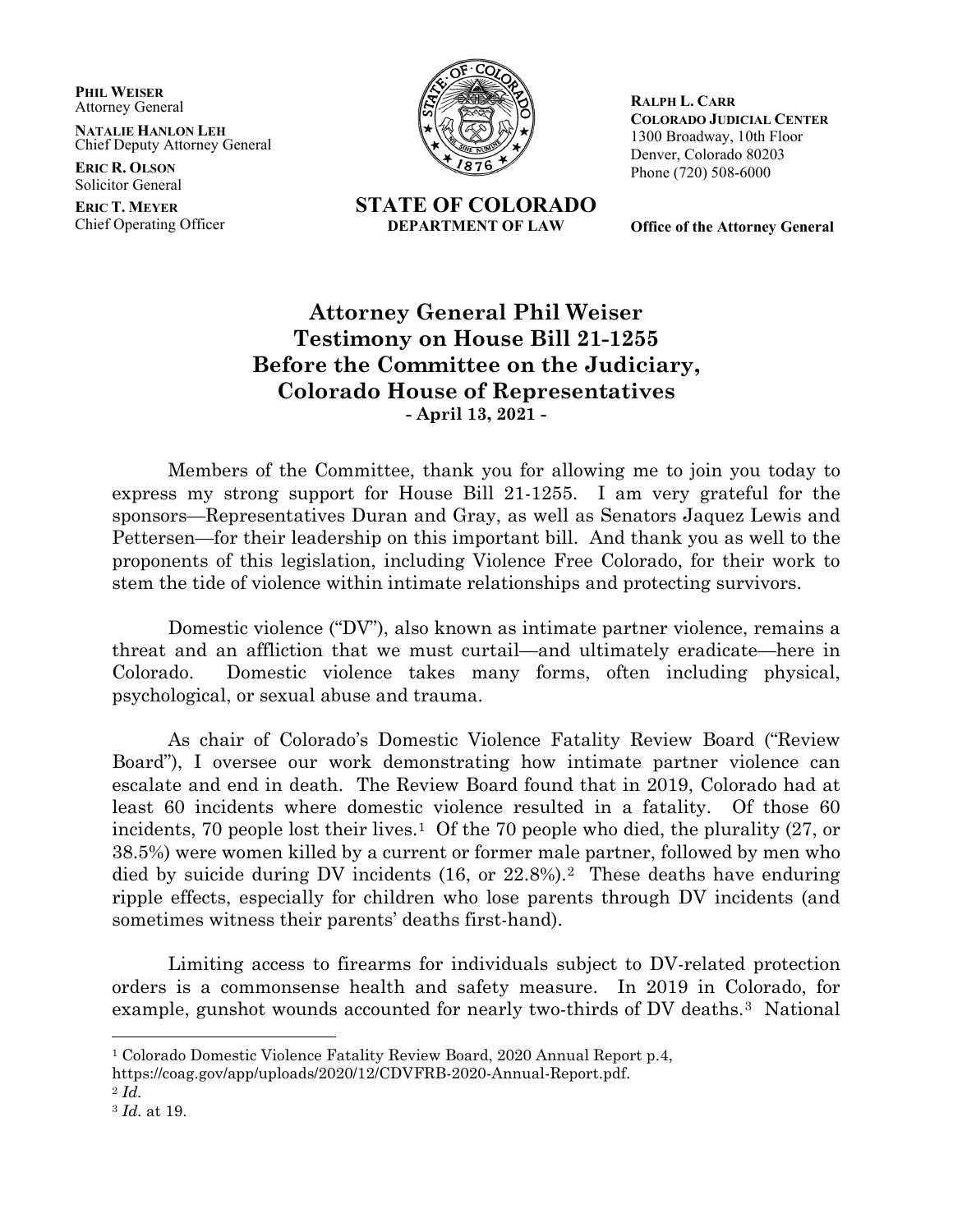**PHIL WEISER**
Attorney General

**NATALIE HANLON LEH**
Chief Deputy Attorney General

**ERIC R. OLSON**
Solicitor General

**ERIC T. MEYER**
Chief Operating Officer

**STATE OF COLORADO**
**DEPARTMENT OF LAW**

**RALPH L. CARR**
**COLORADO JUDICIAL CENTER**
1300 Broadway, 10th Floor
Denver, Colorado 80203
Phone (720) 508-6000

**Office of the Attorney General**

# Attorney General Phil Weiser Testimony on House Bill 21-1255 Before the Committee on the Judiciary, Colorado House of Representatives

**- April 13, 2021 -**

Members of the Committee, thank you for allowing me to join you today to express my strong support for House Bill 21-1255. I am very grateful for the sponsors—Representatives Duran and Gray, as well as Senators Jaquez Lewis and Pettersen—for their leadership on this important bill. And thank you as well to the proponents of this legislation, including Violence Free Colorado, for their work to stem the tide of violence within intimate relationships and protecting survivors.

Domestic violence ("DV"), also known as intimate partner violence, remains a threat and an affliction that we must curtail—and ultimately eradicate—here in Colorado. Domestic violence takes many forms, often including physical, psychological, or sexual abuse and trauma.

As chair of Colorado's Domestic Violence Fatality Review Board ("Review Board"), I oversee our work demonstrating how intimate partner violence can escalate and end in death. The Review Board found that in 2019, Colorado had at least 60 incidents where domestic violence resulted in a fatality. Of those 60 incidents, 70 people lost their lives.[1] Of the 70 people who died, the plurality (27, or 38.5%) were women killed by a current or former male partner, followed by men who died by suicide during DV incidents (16, or 22.8%).[2] These deaths have enduring ripple effects, especially for children who lose parents through DV incidents (and sometimes witness their parents' deaths first-hand).

Limiting access to firearms for individuals subject to DV-related protection orders is a commonsense health and safety measure. In 2019 in Colorado, for example, gunshot wounds accounted for nearly two-thirds of DV deaths.[3] National

---

[1] Colorado Domestic Violence Fatality Review Board, 2020 Annual Report p.4, https://coag.gov/app/uploads/2020/12/CDVFRB-2020-Annual-Report.pdf.

[2] *Id.*

[3] *Id.* at 19.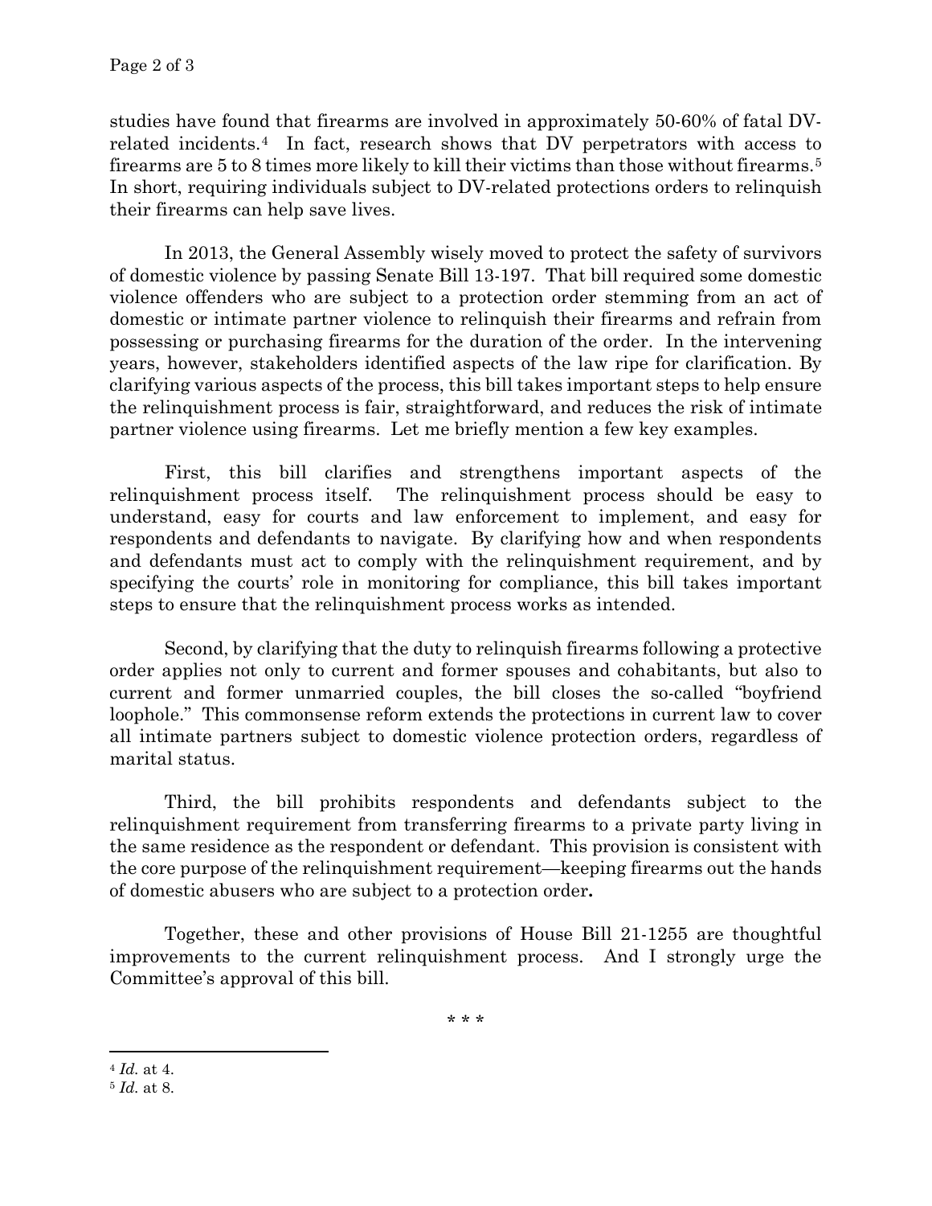studies have found that firearms are involved in approximately 50-60% of fatal DV-related incidents.[4] In fact, research shows that DV perpetrators with access to firearms are 5 to 8 times more likely to kill their victims than those without firearms.[5] In short, requiring individuals subject to DV-related protections orders to relinquish their firearms can help save lives.

In 2013, the General Assembly wisely moved to protect the safety of survivors of domestic violence by passing Senate Bill 13-197. That bill required some domestic violence offenders who are subject to a protection order stemming from an act of domestic or intimate partner violence to relinquish their firearms and refrain from possessing or purchasing firearms for the duration of the order. In the intervening years, however, stakeholders identified aspects of the law ripe for clarification. By clarifying various aspects of the process, this bill takes important steps to help ensure the relinquishment process is fair, straightforward, and reduces the risk of intimate partner violence using firearms. Let me briefly mention a few key examples.

First, this bill clarifies and strengthens important aspects of the relinquishment process itself. The relinquishment process should be easy to understand, easy for courts and law enforcement to implement, and easy for respondents and defendants to navigate. By clarifying how and when respondents and defendants must act to comply with the relinquishment requirement, and by specifying the courts' role in monitoring for compliance, this bill takes important steps to ensure that the relinquishment process works as intended.

Second, by clarifying that the duty to relinquish firearms following a protective order applies not only to current and former spouses and cohabitants, but also to current and former unmarried couples, the bill closes the so-called "boyfriend loophole." This commonsense reform extends the protections in current law to cover all intimate partners subject to domestic violence protection orders, regardless of marital status.

Third, the bill prohibits respondents and defendants subject to the relinquishment requirement from transferring firearms to a private party living in the same residence as the respondent or defendant. This provision is consistent with the core purpose of the relinquishment requirement—keeping firearms out the hands of domestic abusers who are subject to a protection order**.**

Together, these and other provisions of House Bill 21-1255 are thoughtful improvements to the current relinquishment process. And I strongly urge the Committee's approval of this bill.

\* \* \*

---

[4] *Id.* at 4.

[5] *Id.* at 8.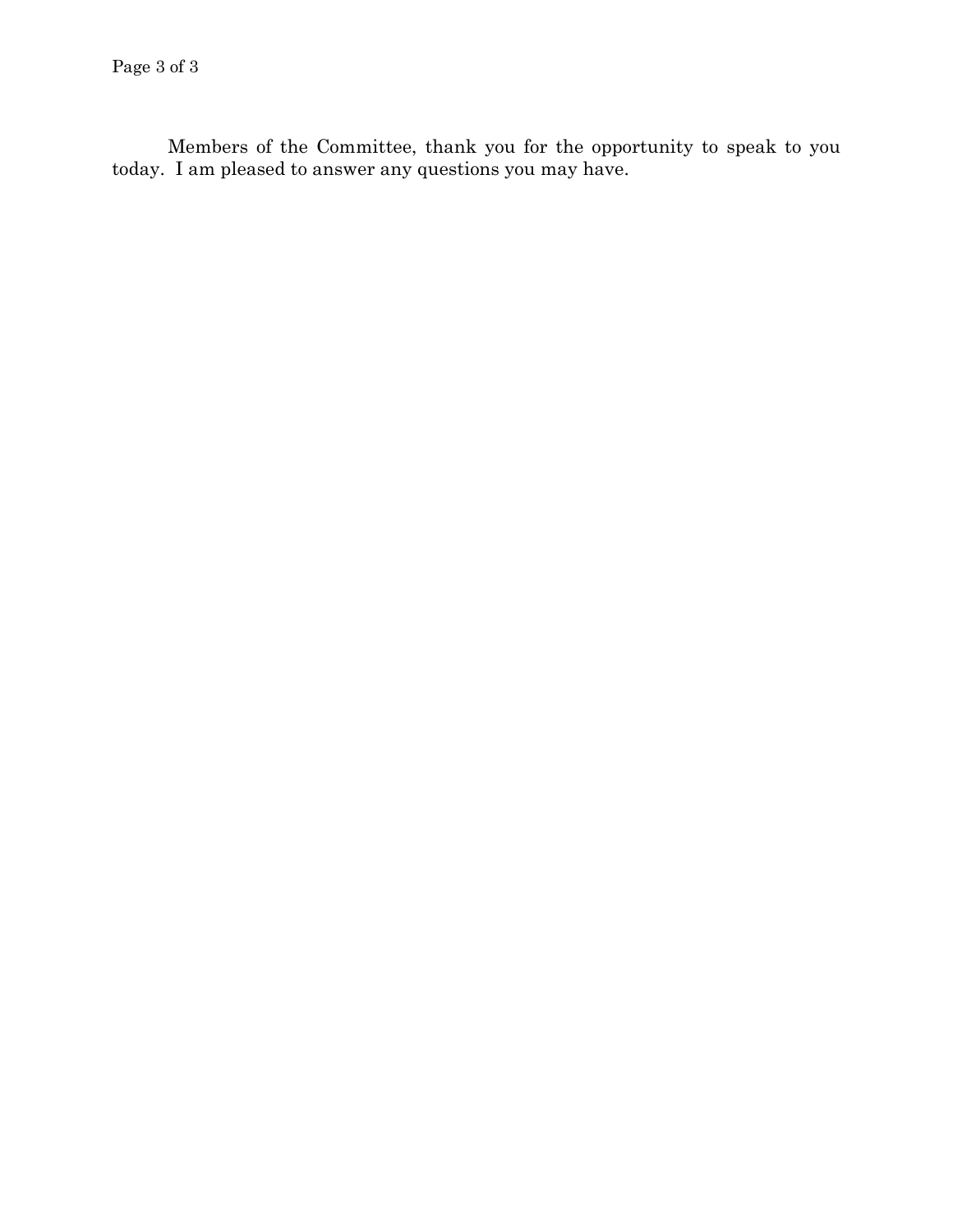Members of the Committee, thank you for the opportunity to speak to you today. I am pleased to answer any questions you may have.